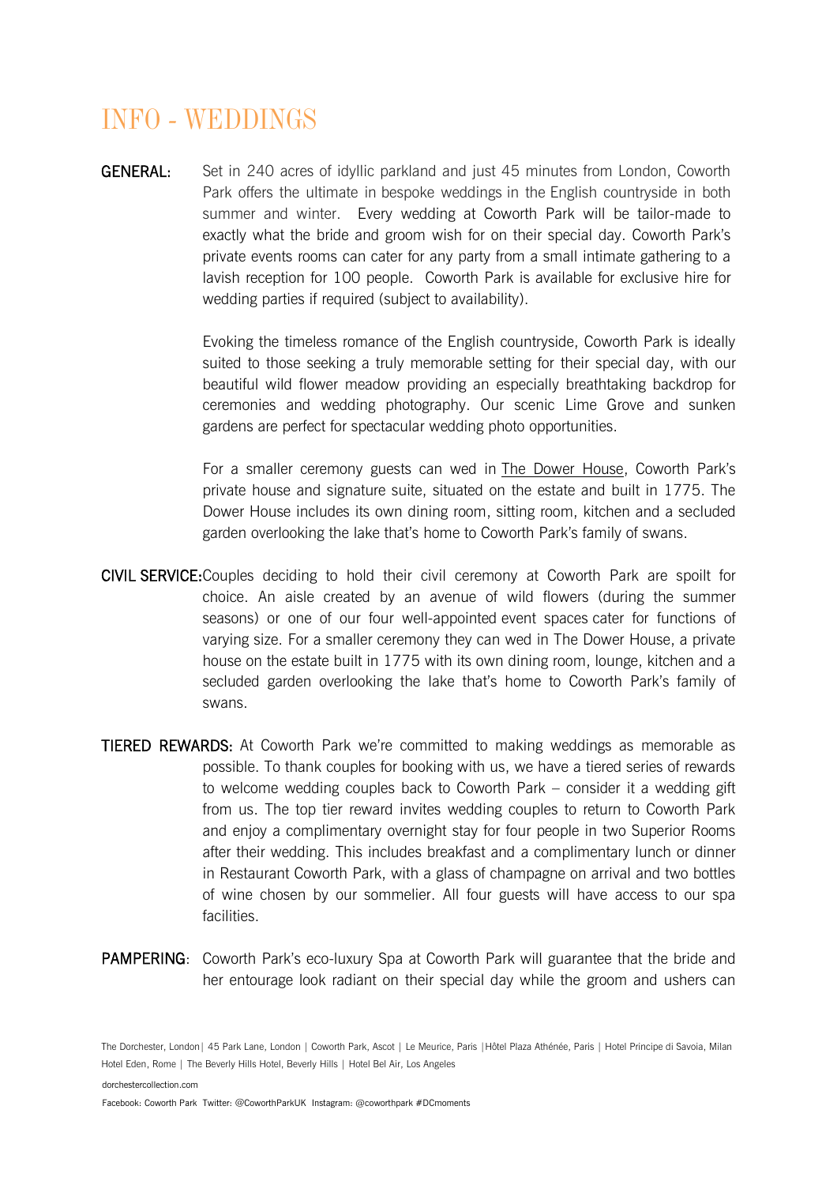# INFO - WEDDINGS

**GENERAL:** Set in 240 acres of idyllic parkland and just 45 minutes from London, Coworth Park offers the ultimate in bespoke weddings in the English countryside in both summer and winter. Every wedding at Coworth Park will be tailor-made to exactly what the bride and groom wish for on their special day. Coworth Park's private events rooms can cater for any party from a small intimate gathering to a lavish reception for 100 people. Coworth Park is available for exclusive hire for wedding parties if required (subject to availability).

Evoking the timeless romance of the English countryside, Coworth Park is ideally suited to those seeking a truly memorable setting for their special day, with our beautiful wild flower meadow providing an especially breathtaking backdrop for ceremonies and wedding photography. Our scenic Lime Grove and sunken gardens are perfect for spectacular wedding photo opportunities.

For a smaller ceremony guests can wed in The Dower House, Coworth Park's private house and signature suite, situated on the estate and built in 1775. The Dower House includes its own dining room, sitting room, kitchen and a secluded garden overlooking the lake that's home to Coworth Park's family of swans.

**CIVIL SERVICE:** Couples deciding to hold their civil ceremony at Coworth Park are spoilt for choice. An aisle created by an avenue of wild flowers (during the summer seasons) or one of our four well-appointed event spaces cater for functions of varying size. For a smaller ceremony they can wed in The Dower House, a private house on the estate built in 1775 with its own dining room, lounge, kitchen and a secluded garden overlooking the lake that's home to Coworth Park's family of swans.

**TIERED REWARDS:** At Coworth Park we're committed to making weddings as memorable as possible. To thank couples for booking with us, we have a tiered series of rewards to welcome wedding couples back to Coworth Park – consider it a wedding gift from us. The top tier reward invites wedding couples to return to Coworth Park and enjoy a complimentary overnight stay for four people in two Superior Rooms after their wedding. This includes breakfast and a complimentary lunch or dinner in Restaurant Coworth Park, with a glass of champagne on arrival and two bottles of wine chosen by our sommelier. All four guests will have access to our spa facilities.

**PAMPERING:** Coworth Park's eco-luxury Spa at Coworth Park will guarantee that the bride and her entourage look radiant on their special day while the groom and ushers can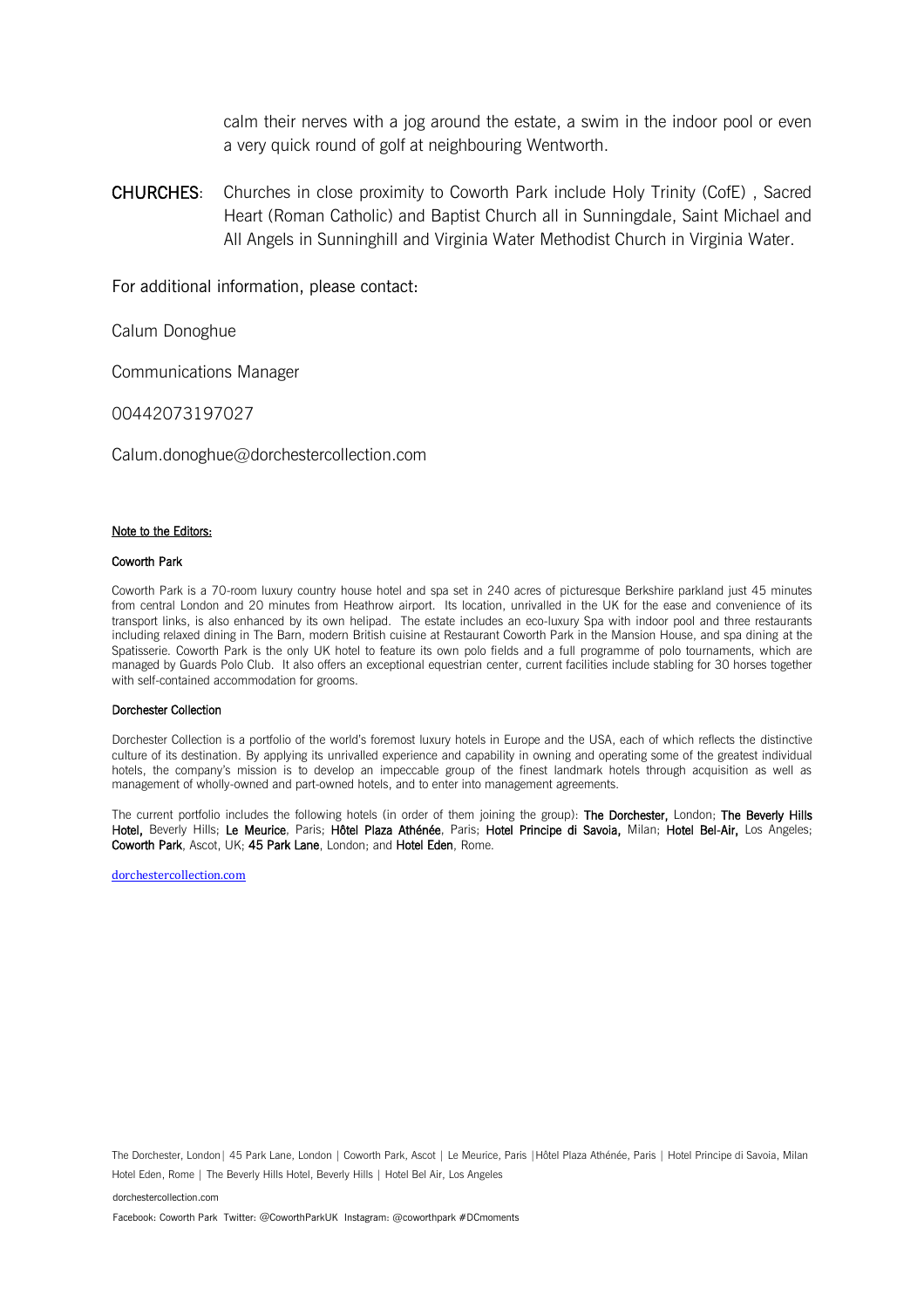calm their nerves with a jog around the estate, a swim in the indoor pool or even a very quick round of golf at neighbouring Wentworth.

**CHURCHES**: Churches in close proximity to Coworth Park include Holy Trinity (CofE) , Sacred Heart (Roman Catholic) and Baptist Church all in Sunningdale, Saint Michael and All Angels in Sunninghill and Virginia Water Methodist Church in Virginia Water.

For additional information, please contact:

Calum Donoghue

Communications Manager

00442073197027

Calum.donoghue@dorchestercollection.com

**Note to the Editors:**

**Coworth Park**

Coworth Park is a 70-room luxury country house hotel and spa set in 240 acres of picturesque Berkshire parkland just 45 minutes from central London and 20 minutes from Heathrow airport. Its location, unrivalled in the UK for the ease and convenience of its transport links, is also enhanced by its own helipad. The estate includes an eco-luxury Spa with indoor pool and three restaurants including relaxed dining in The Barn, modern British cuisine at Restaurant Coworth Park in the Mansion House, and spa dining at the Spatisserie. Coworth Park is the only UK hotel to feature its own polo fields and a full programme of polo tournaments, which are managed by Guards Polo Club. It also offers an exceptional equestrian center, current facilities include stabling for 30 horses together with self-contained accommodation for grooms.

**Dorchester Collection**

Dorchester Collection is a portfolio of the world's foremost luxury hotels in Europe and the USA, each of which reflects the distinctive culture of its destination. By applying its unrivalled experience and capability in owning and operating some of the greatest individual hotels, the company's mission is to develop an impeccable group of the finest landmark hotels through acquisition as well as management of wholly-owned and part-owned hotels, and to enter into management agreements.

The current portfolio includes the following hotels (in order of them joining the group): **The Dorchester,** London; **The Beverly Hills Hotel,** Beverly Hills; **Le Meurice**, Paris; **Hôtel Plaza Athénée**, Paris; **Hotel Principe di Savoia,** Milan; **Hotel Bel-Air,** Los Angeles; **Coworth Park**, Ascot, UK; **45 Park Lane**, London; and **Hotel Eden**, Rome.

dorchestercollection.com